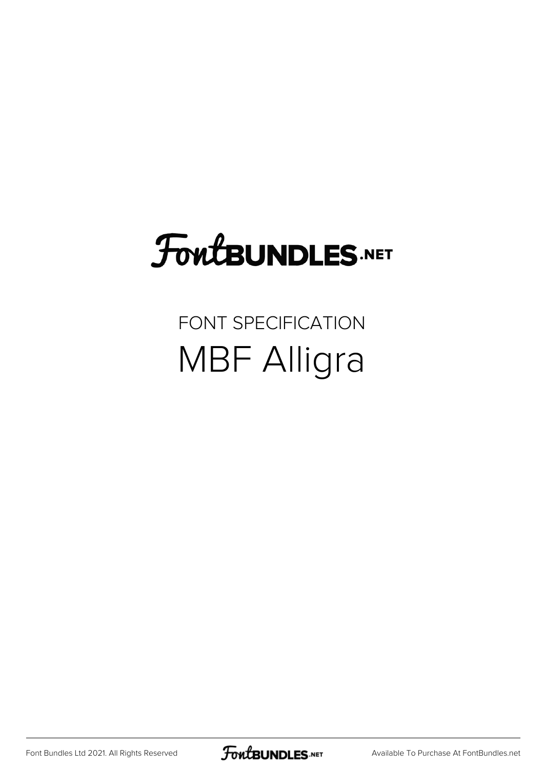FontBUNDLES.NET

FONT SPECIFICATION

# MBF Alligra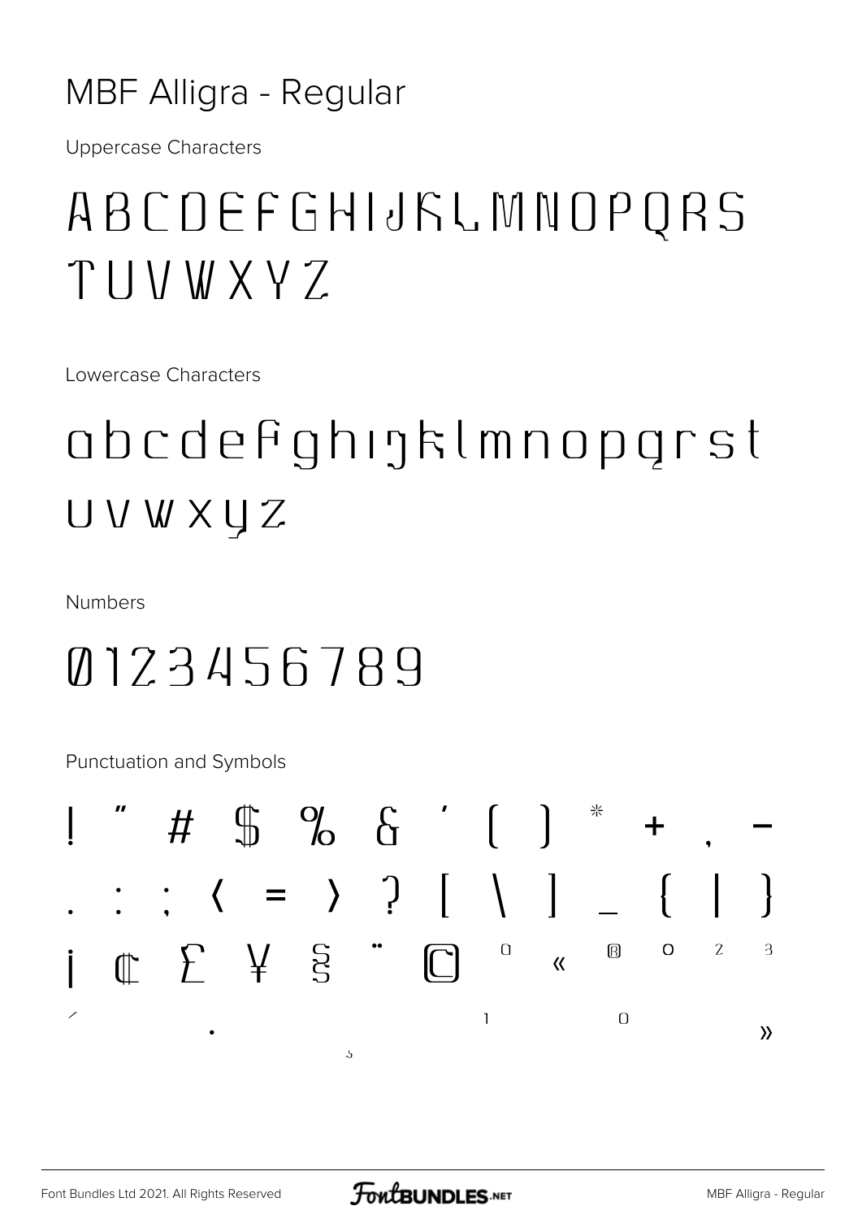# MBF Alligra - Regular

Uppercase Characters

ABCDEFGHIJKLMNOPQRS
TUVWXYZ

Lowercase Characters

abcdefghijklmnopqrst
uvwxyz

Numbers

0123456789

Punctuation and Symbols

! " # $ % & ' ( ) * + , -
. : ; < = > ? [ \ ] _ { | }
¡ ¢ £ ¥ § ¨ © ª « ® º ² ³
´ · ¹ º »
¸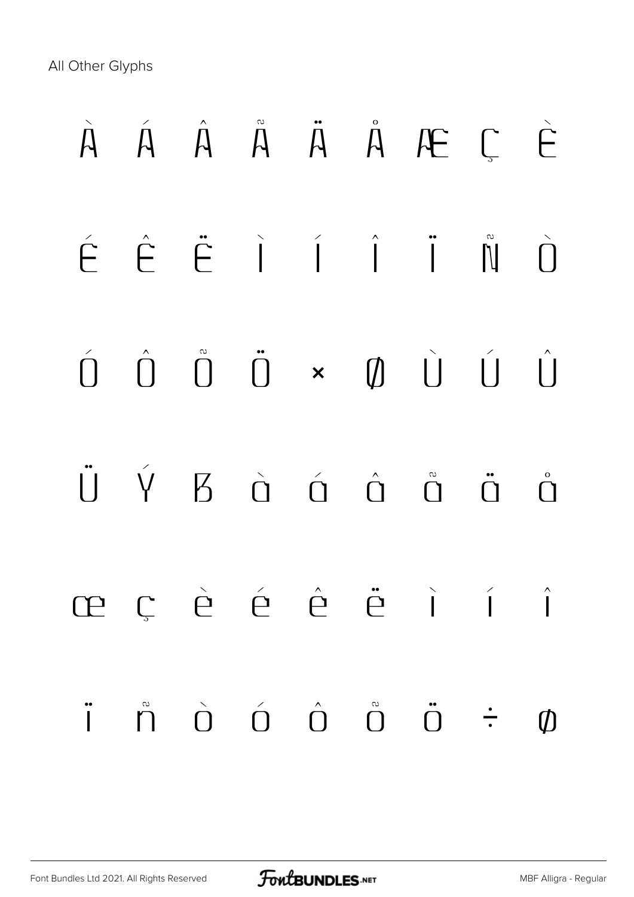All Other Glyphs

À Á Â Ã Ä Å Æ Ç È

É Ê Ë Ì Í Î Ï Ñ Ò

Ó Ô Õ Ö × Ø Ù Ú Û

Ü Ý ß à á â ã ä å

æ ç è é ê ë ì í î

ï ñ ò ó ô õ ö ÷ ø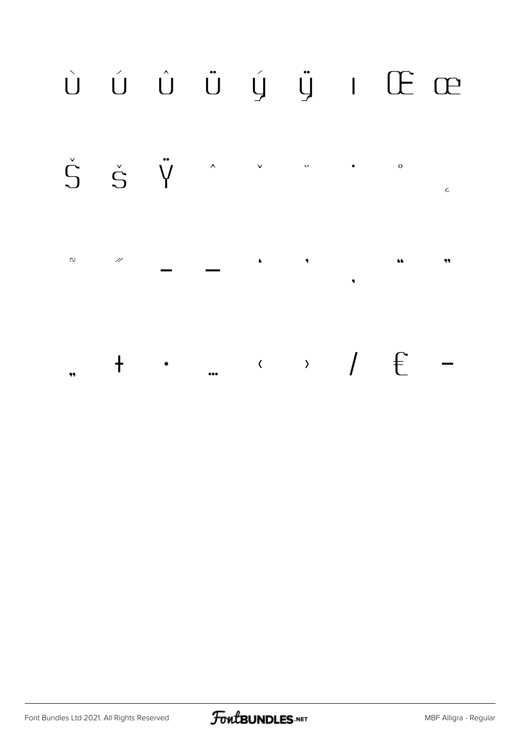Ù Ú Û Ü Ý ÿ ı Œ œ

Š š Ÿ ˆ ˇ ˘ ˙ ˚ ˛

˜ ˝ – — ‘ ’ ‚ “ ”

„ † • … ‹ › ⁄ € −